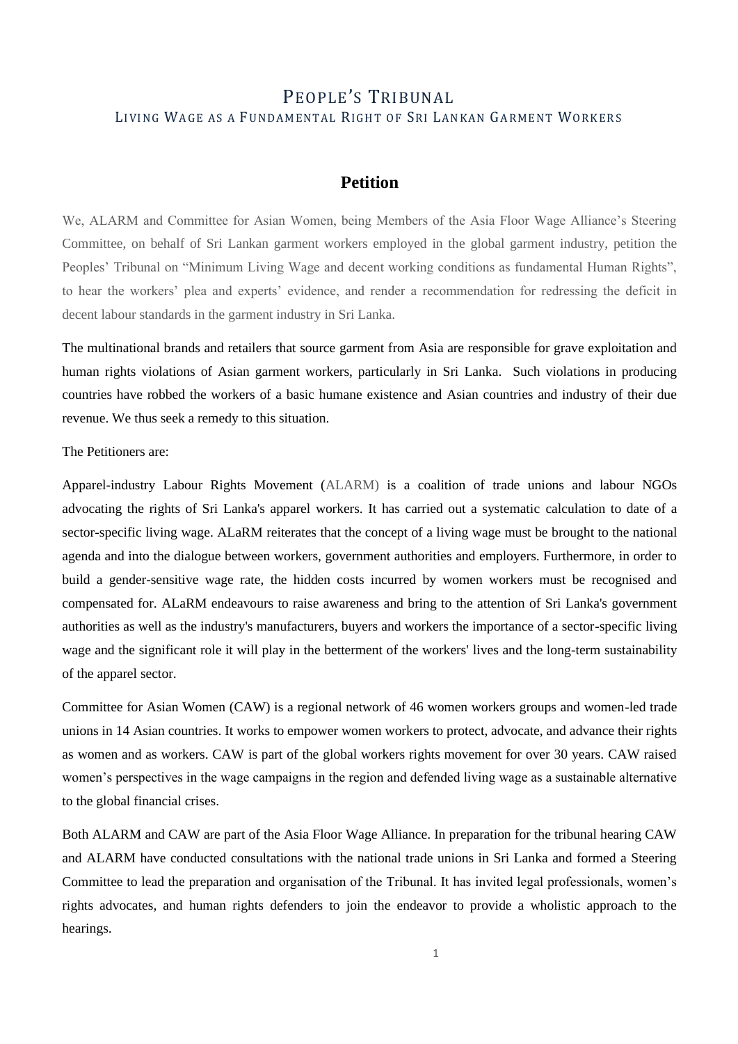# PEOPLE'S TRIBUNAL

## LIVING WAGE AS A FUNDAMENTAL RIGHT OF SRI LANKAN GARMENT WORKERS

## Petition

We, ALARM and Committee for Asian Women, being Members of the Asia Floor Wage Alliance's Steering Committee, on behalf of Sri Lankan garment workers employed in the global garment industry, petition the Peoples' Tribunal on "Minimum Living Wage and decent working conditions as fundamental Human Rights", to hear the workers' plea and experts' evidence, and render a recommendation for redressing the deficit in decent labour standards in the garment industry in Sri Lanka.

The multinational brands and retailers that source garment from Asia are responsible for grave exploitation and human rights violations of Asian garment workers, particularly in Sri Lanka. Such violations in producing countries have robbed the workers of a basic humane existence and Asian countries and industry of their due revenue. We thus seek a remedy to this situation.

The Petitioners are:

Apparel-industry Labour Rights Movement (ALARM) is a coalition of trade unions and labour NGOs advocating the rights of Sri Lanka's apparel workers. It has carried out a systematic calculation to date of a sector-specific living wage. ALaRM reiterates that the concept of a living wage must be brought to the national agenda and into the dialogue between workers, government authorities and employers. Furthermore, in order to build a gender-sensitive wage rate, the hidden costs incurred by women workers must be recognised and compensated for. ALaRM endeavours to raise awareness and bring to the attention of Sri Lanka's government authorities as well as the industry's manufacturers, buyers and workers the importance of a sector-specific living wage and the significant role it will play in the betterment of the workers' lives and the long-term sustainability of the apparel sector.

Committee for Asian Women (CAW) is a regional network of 46 women workers groups and women-led trade unions in 14 Asian countries. It works to empower women workers to protect, advocate, and advance their rights as women and as workers. CAW is part of the global workers rights movement for over 30 years. CAW raised women's perspectives in the wage campaigns in the region and defended living wage as a sustainable alternative to the global financial crises.

Both ALARM and CAW are part of the Asia Floor Wage Alliance. In preparation for the tribunal hearing CAW and ALARM have conducted consultations with the national trade unions in Sri Lanka and formed a Steering Committee to lead the preparation and organisation of the Tribunal. It has invited legal professionals, women's rights advocates, and human rights defenders to join the endeavor to provide a wholistic approach to the hearings.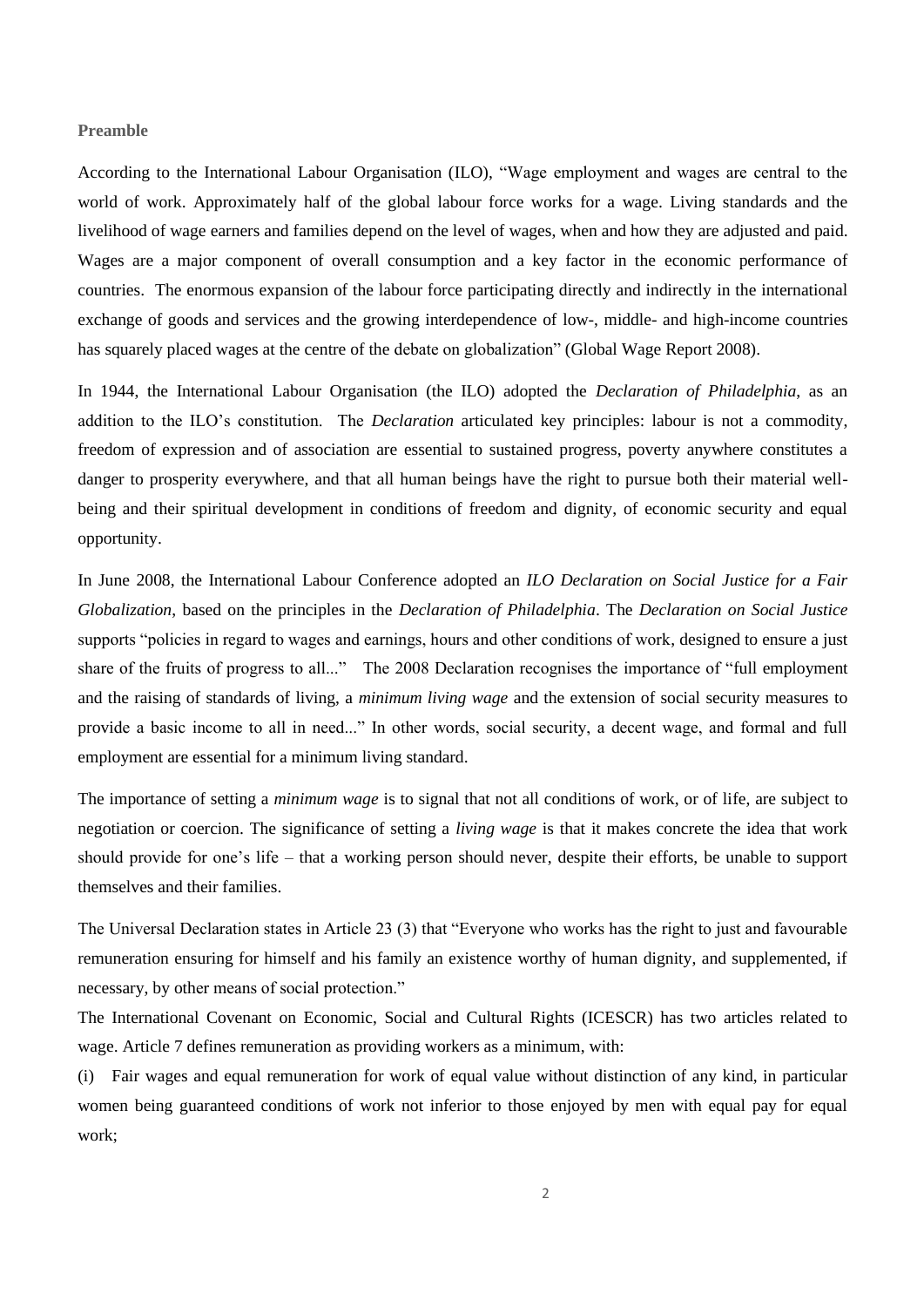**Preamble**

According to the International Labour Organisation (ILO), "Wage employment and wages are central to the world of work. Approximately half of the global labour force works for a wage. Living standards and the livelihood of wage earners and families depend on the level of wages, when and how they are adjusted and paid. Wages are a major component of overall consumption and a key factor in the economic performance of countries. The enormous expansion of the labour force participating directly and indirectly in the international exchange of goods and services and the growing interdependence of low-, middle- and high-income countries has squarely placed wages at the centre of the debate on globalization" (Global Wage Report 2008).

In 1944, the International Labour Organisation (the ILO) adopted the *Declaration of Philadelphia*, as an addition to the ILO's constitution. The *Declaration* articulated key principles: labour is not a commodity, freedom of expression and of association are essential to sustained progress, poverty anywhere constitutes a danger to prosperity everywhere, and that all human beings have the right to pursue both their material well-being and their spiritual development in conditions of freedom and dignity, of economic security and equal opportunity.

In June 2008, the International Labour Conference adopted an *ILO Declaration on Social Justice for a Fair Globalization*, based on the principles in the *Declaration of Philadelphia*. The *Declaration on Social Justice* supports "policies in regard to wages and earnings, hours and other conditions of work, designed to ensure a just share of the fruits of progress to all..." The 2008 Declaration recognises the importance of "full employment and the raising of standards of living, a *minimum living wage* and the extension of social security measures to provide a basic income to all in need..." In other words, social security, a decent wage, and formal and full employment are essential for a minimum living standard.

The importance of setting a *minimum wage* is to signal that not all conditions of work, or of life, are subject to negotiation or coercion. The significance of setting a *living wage* is that it makes concrete the idea that work should provide for one's life – that a working person should never, despite their efforts, be unable to support themselves and their families.

The Universal Declaration states in Article 23 (3) that "Everyone who works has the right to just and favourable remuneration ensuring for himself and his family an existence worthy of human dignity, and supplemented, if necessary, by other means of social protection."

The International Covenant on Economic, Social and Cultural Rights (ICESCR) has two articles related to wage. Article 7 defines remuneration as providing workers as a minimum, with:

(i) Fair wages and equal remuneration for work of equal value without distinction of any kind, in particular women being guaranteed conditions of work not inferior to those enjoyed by men with equal pay for equal work;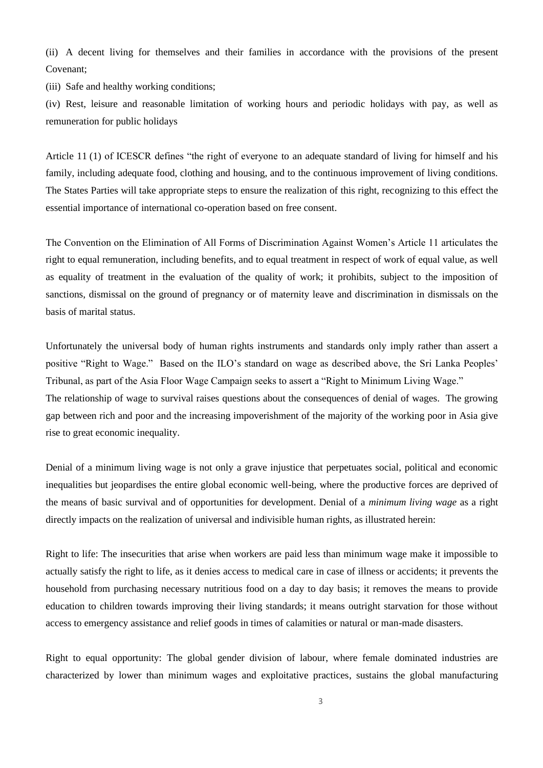(ii) A decent living for themselves and their families in accordance with the provisions of the present Covenant;

(iii) Safe and healthy working conditions;

(iv) Rest, leisure and reasonable limitation of working hours and periodic holidays with pay, as well as remuneration for public holidays

Article 11 (1) of ICESCR defines "the right of everyone to an adequate standard of living for himself and his family, including adequate food, clothing and housing, and to the continuous improvement of living conditions. The States Parties will take appropriate steps to ensure the realization of this right, recognizing to this effect the essential importance of international co-operation based on free consent.

The Convention on the Elimination of All Forms of Discrimination Against Women's Article 11 articulates the right to equal remuneration, including benefits, and to equal treatment in respect of work of equal value, as well as equality of treatment in the evaluation of the quality of work; it prohibits, subject to the imposition of sanctions, dismissal on the ground of pregnancy or of maternity leave and discrimination in dismissals on the basis of marital status.

Unfortunately the universal body of human rights instruments and standards only imply rather than assert a positive "Right to Wage." Based on the ILO's standard on wage as described above, the Sri Lanka Peoples' Tribunal, as part of the Asia Floor Wage Campaign seeks to assert a "Right to Minimum Living Wage."
The relationship of wage to survival raises questions about the consequences of denial of wages. The growing gap between rich and poor and the increasing impoverishment of the majority of the working poor in Asia give rise to great economic inequality.

Denial of a minimum living wage is not only a grave injustice that perpetuates social, political and economic inequalities but jeopardises the entire global economic well-being, where the productive forces are deprived of the means of basic survival and of opportunities for development. Denial of a *minimum living wage* as a right directly impacts on the realization of universal and indivisible human rights, as illustrated herein:

Right to life: The insecurities that arise when workers are paid less than minimum wage make it impossible to actually satisfy the right to life, as it denies access to medical care in case of illness or accidents; it prevents the household from purchasing necessary nutritious food on a day to day basis; it removes the means to provide education to children towards improving their living standards; it means outright starvation for those without access to emergency assistance and relief goods in times of calamities or natural or man-made disasters.

Right to equal opportunity: The global gender division of labour, where female dominated industries are characterized by lower than minimum wages and exploitative practices, sustains the global manufacturing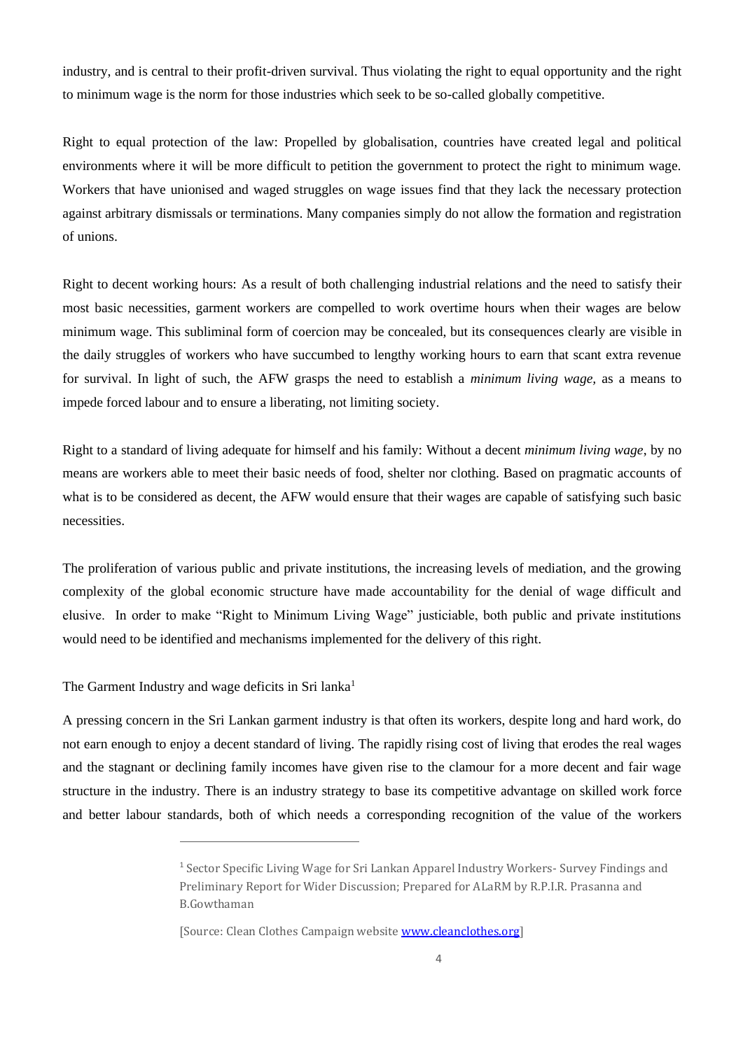industry, and is central to their profit-driven survival. Thus violating the right to equal opportunity and the right to minimum wage is the norm for those industries which seek to be so-called globally competitive.

Right to equal protection of the law: Propelled by globalisation, countries have created legal and political environments where it will be more difficult to petition the government to protect the right to minimum wage. Workers that have unionised and waged struggles on wage issues find that they lack the necessary protection against arbitrary dismissals or terminations. Many companies simply do not allow the formation and registration of unions.

Right to decent working hours: As a result of both challenging industrial relations and the need to satisfy their most basic necessities, garment workers are compelled to work overtime hours when their wages are below minimum wage. This subliminal form of coercion may be concealed, but its consequences clearly are visible in the daily struggles of workers who have succumbed to lengthy working hours to earn that scant extra revenue for survival. In light of such, the AFW grasps the need to establish a *minimum living wage*, as a means to impede forced labour and to ensure a liberating, not limiting society.

Right to a standard of living adequate for himself and his family: Without a decent *minimum living wage*, by no means are workers able to meet their basic needs of food, shelter nor clothing. Based on pragmatic accounts of what is to be considered as decent, the AFW would ensure that their wages are capable of satisfying such basic necessities.

The proliferation of various public and private institutions, the increasing levels of mediation, and the growing complexity of the global economic structure have made accountability for the denial of wage difficult and elusive. In order to make "Right to Minimum Living Wage" justiciable, both public and private institutions would need to be identified and mechanisms implemented for the delivery of this right.

The Garment Industry and wage deficits in Sri lanka[1]

A pressing concern in the Sri Lankan garment industry is that often its workers, despite long and hard work, do not earn enough to enjoy a decent standard of living. The rapidly rising cost of living that erodes the real wages and the stagnant or declining family incomes have given rise to the clamour for a more decent and fair wage structure in the industry. There is an industry strategy to base its competitive advantage on skilled work force and better labour standards, both of which needs a corresponding recognition of the value of the workers

---

[1] Sector Specific Living Wage for Sri Lankan Apparel Industry Workers- Survey Findings and Preliminary Report for Wider Discussion; Prepared for ALaRM by R.P.I.R. Prasanna and B.Gowthaman

[Source: Clean Clothes Campaign website www.cleanclothes.org]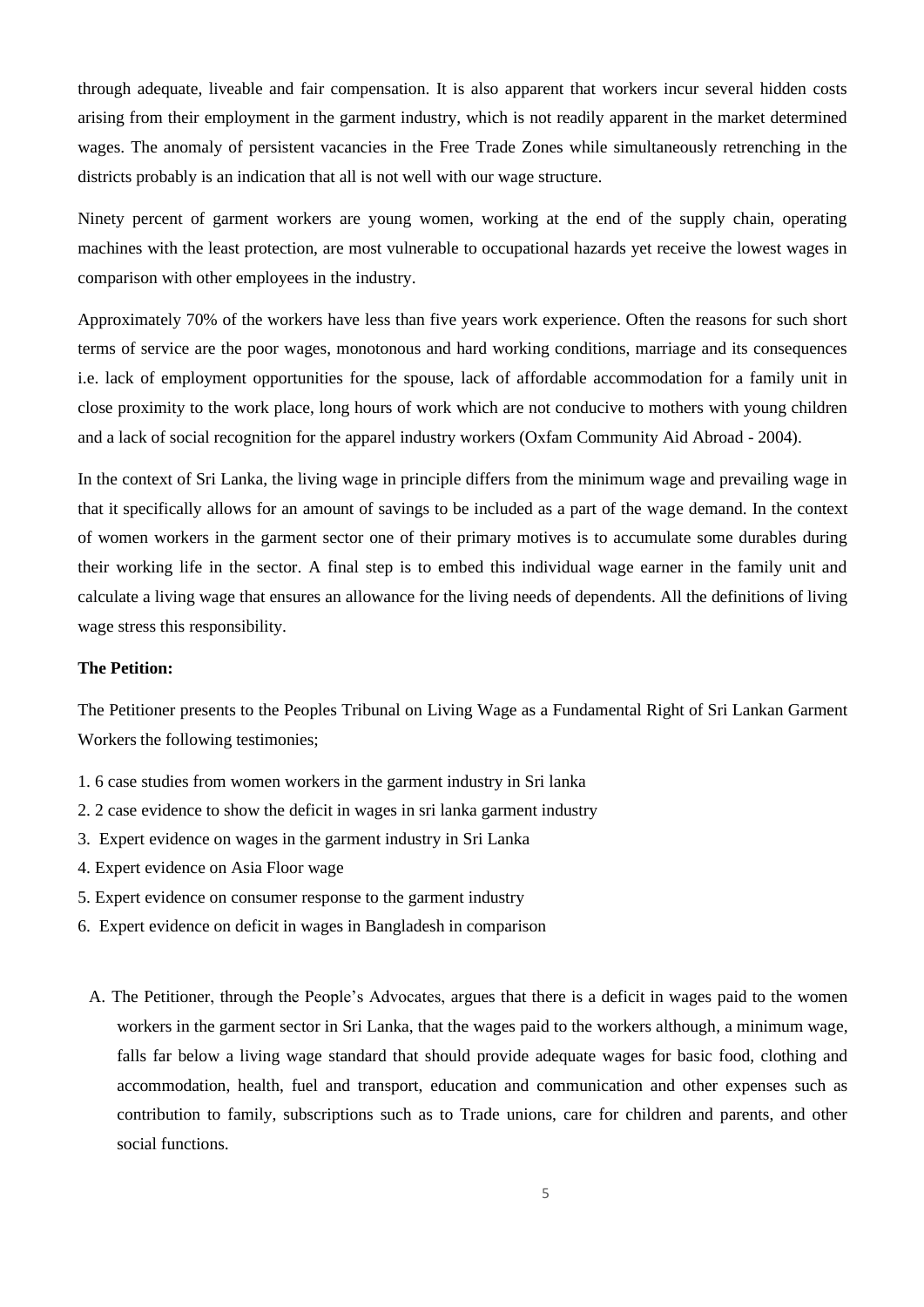through adequate, liveable and fair compensation. It is also apparent that workers incur several hidden costs arising from their employment in the garment industry, which is not readily apparent in the market determined wages. The anomaly of persistent vacancies in the Free Trade Zones while simultaneously retrenching in the districts probably is an indication that all is not well with our wage structure.

Ninety percent of garment workers are young women, working at the end of the supply chain, operating machines with the least protection, are most vulnerable to occupational hazards yet receive the lowest wages in comparison with other employees in the industry.

Approximately 70% of the workers have less than five years work experience. Often the reasons for such short terms of service are the poor wages, monotonous and hard working conditions, marriage and its consequences i.e. lack of employment opportunities for the spouse, lack of affordable accommodation for a family unit in close proximity to the work place, long hours of work which are not conducive to mothers with young children and a lack of social recognition for the apparel industry workers (Oxfam Community Aid Abroad - 2004).

In the context of Sri Lanka, the living wage in principle differs from the minimum wage and prevailing wage in that it specifically allows for an amount of savings to be included as a part of the wage demand. In the context of women workers in the garment sector one of their primary motives is to accumulate some durables during their working life in the sector. A final step is to embed this individual wage earner in the family unit and calculate a living wage that ensures an allowance for the living needs of dependents. All the definitions of living wage stress this responsibility.

**The Petition:**

The Petitioner presents to the Peoples Tribunal on Living Wage as a Fundamental Right of Sri Lankan Garment Workers the following testimonies;

1. 6 case studies from women workers in the garment industry in Sri lanka
2. 2 case evidence to show the deficit in wages in sri lanka garment industry
3. Expert evidence on wages in the garment industry in Sri Lanka
4. Expert evidence on Asia Floor wage
5. Expert evidence on consumer response to the garment industry
6. Expert evidence on deficit in wages in Bangladesh in comparison

A. The Petitioner, through the People's Advocates, argues that there is a deficit in wages paid to the women workers in the garment sector in Sri Lanka, that the wages paid to the workers although, a minimum wage, falls far below a living wage standard that should provide adequate wages for basic food, clothing and accommodation, health, fuel and transport, education and communication and other expenses such as contribution to family, subscriptions such as to Trade unions, care for children and parents, and other social functions.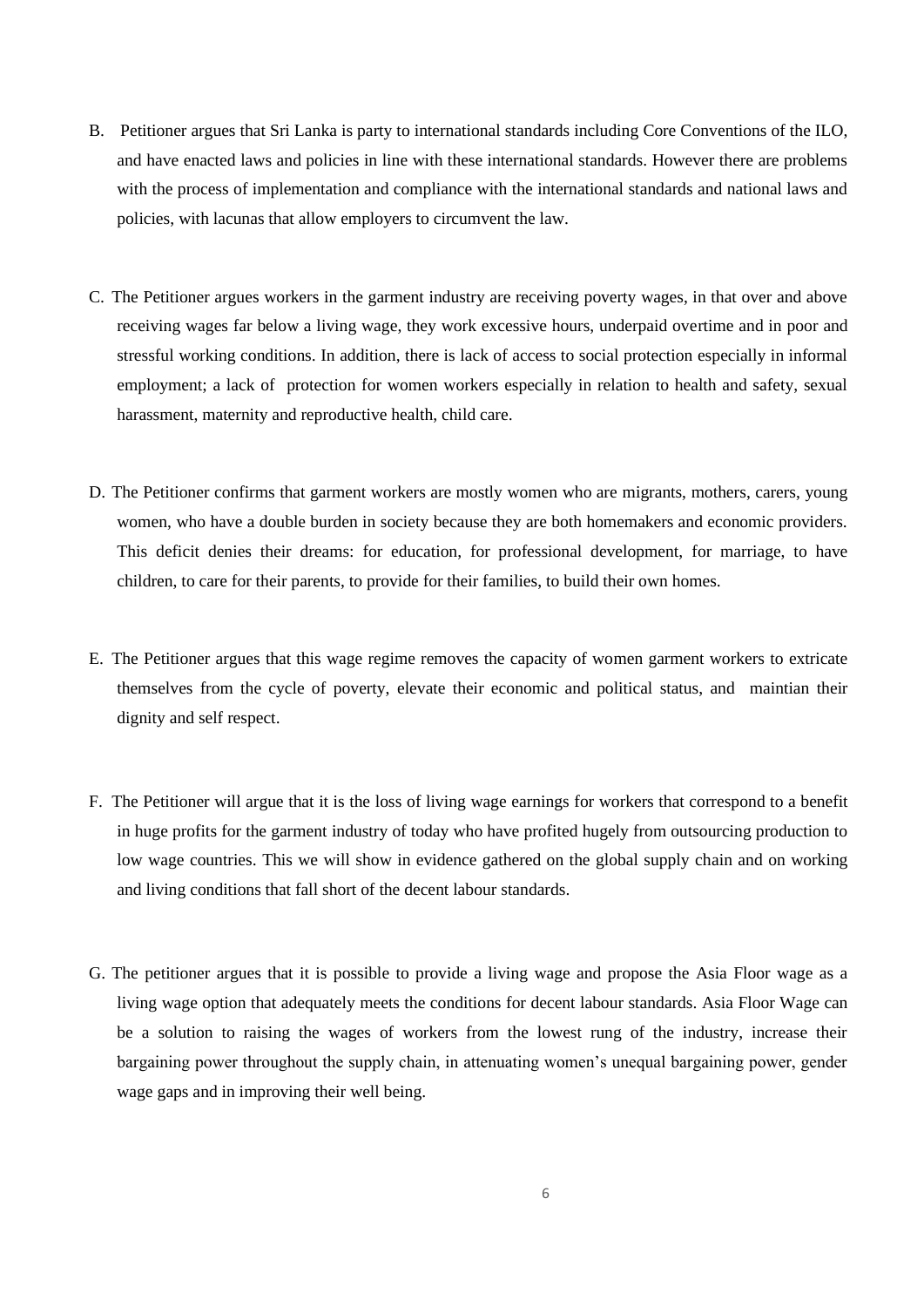B. Petitioner argues that Sri Lanka is party to international standards including Core Conventions of the ILO, and have enacted laws and policies in line with these international standards. However there are problems with the process of implementation and compliance with the international standards and national laws and policies, with lacunas that allow employers to circumvent the law.

C. The Petitioner argues workers in the garment industry are receiving poverty wages, in that over and above receiving wages far below a living wage, they work excessive hours, underpaid overtime and in poor and stressful working conditions. In addition, there is lack of access to social protection especially in informal employment; a lack of protection for women workers especially in relation to health and safety, sexual harassment, maternity and reproductive health, child care.

D. The Petitioner confirms that garment workers are mostly women who are migrants, mothers, carers, young women, who have a double burden in society because they are both homemakers and economic providers. This deficit denies their dreams: for education, for professional development, for marriage, to have children, to care for their parents, to provide for their families, to build their own homes.

E. The Petitioner argues that this wage regime removes the capacity of women garment workers to extricate themselves from the cycle of poverty, elevate their economic and political status, and maintian their dignity and self respect.

F. The Petitioner will argue that it is the loss of living wage earnings for workers that correspond to a benefit in huge profits for the garment industry of today who have profited hugely from outsourcing production to low wage countries. This we will show in evidence gathered on the global supply chain and on working and living conditions that fall short of the decent labour standards.

G. The petitioner argues that it is possible to provide a living wage and propose the Asia Floor wage as a living wage option that adequately meets the conditions for decent labour standards. Asia Floor Wage can be a solution to raising the wages of workers from the lowest rung of the industry, increase their bargaining power throughout the supply chain, in attenuating women's unequal bargaining power, gender wage gaps and in improving their well being.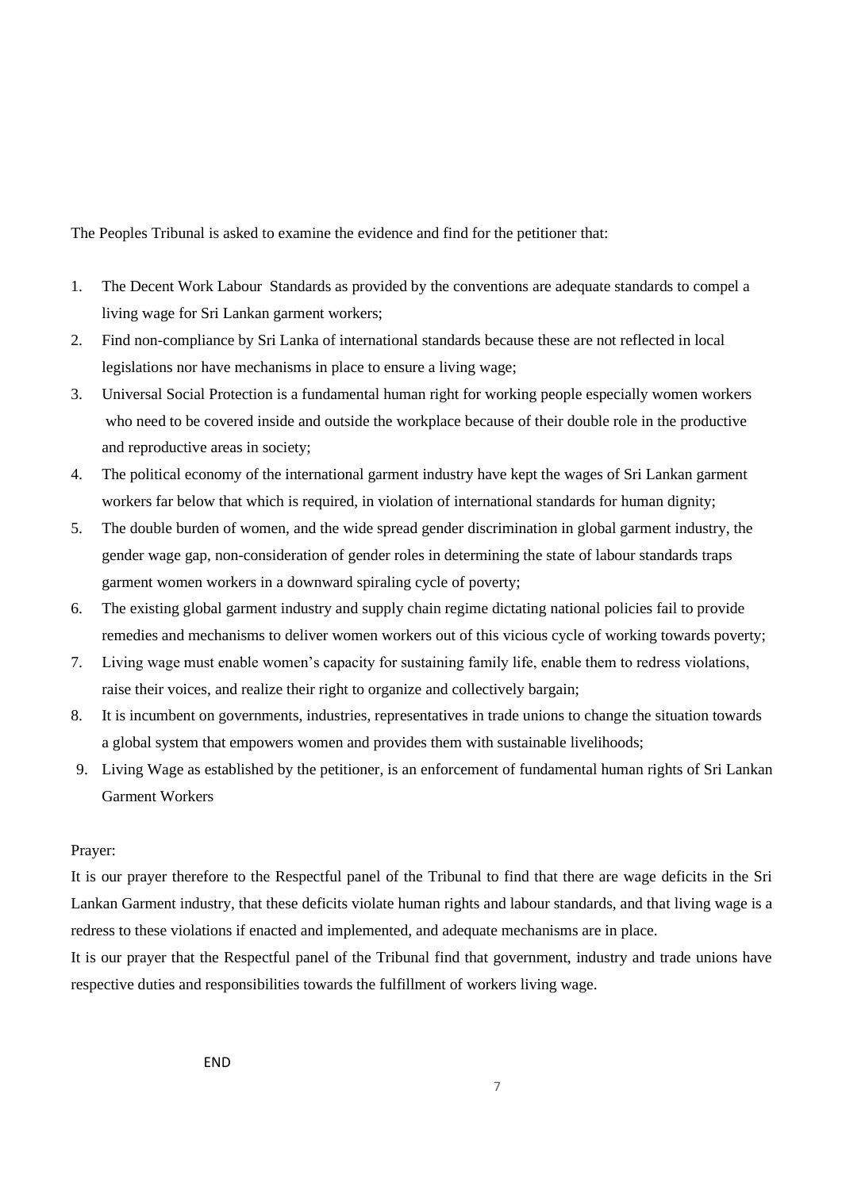The Peoples Tribunal is asked to examine the evidence and find for the petitioner that:

1. The Decent Work Labour Standards as provided by the conventions are adequate standards to compel a living wage for Sri Lankan garment workers;
2. Find non-compliance by Sri Lanka of international standards because these are not reflected in local legislations nor have mechanisms in place to ensure a living wage;
3. Universal Social Protection is a fundamental human right for working people especially women workers who need to be covered inside and outside the workplace because of their double role in the productive and reproductive areas in society;
4. The political economy of the international garment industry have kept the wages of Sri Lankan garment workers far below that which is required, in violation of international standards for human dignity;
5. The double burden of women, and the wide spread gender discrimination in global garment industry, the gender wage gap, non-consideration of gender roles in determining the state of labour standards traps garment women workers in a downward spiraling cycle of poverty;
6. The existing global garment industry and supply chain regime dictating national policies fail to provide remedies and mechanisms to deliver women workers out of this vicious cycle of working towards poverty;
7. Living wage must enable women's capacity for sustaining family life, enable them to redress violations, raise their voices, and realize their right to organize and collectively bargain;
8. It is incumbent on governments, industries, representatives in trade unions to change the situation towards a global system that empowers women and provides them with sustainable livelihoods;
9. Living Wage as established by the petitioner, is an enforcement of fundamental human rights of Sri Lankan Garment Workers

Prayer:

It is our prayer therefore to the Respectful panel of the Tribunal to find that there are wage deficits in the Sri Lankan Garment industry, that these deficits violate human rights and labour standards, and that living wage is a redress to these violations if enacted and implemented, and adequate mechanisms are in place.

It is our prayer that the Respectful panel of the Tribunal find that government, industry and trade unions have respective duties and responsibilities towards the fulfillment of workers living wage.

END